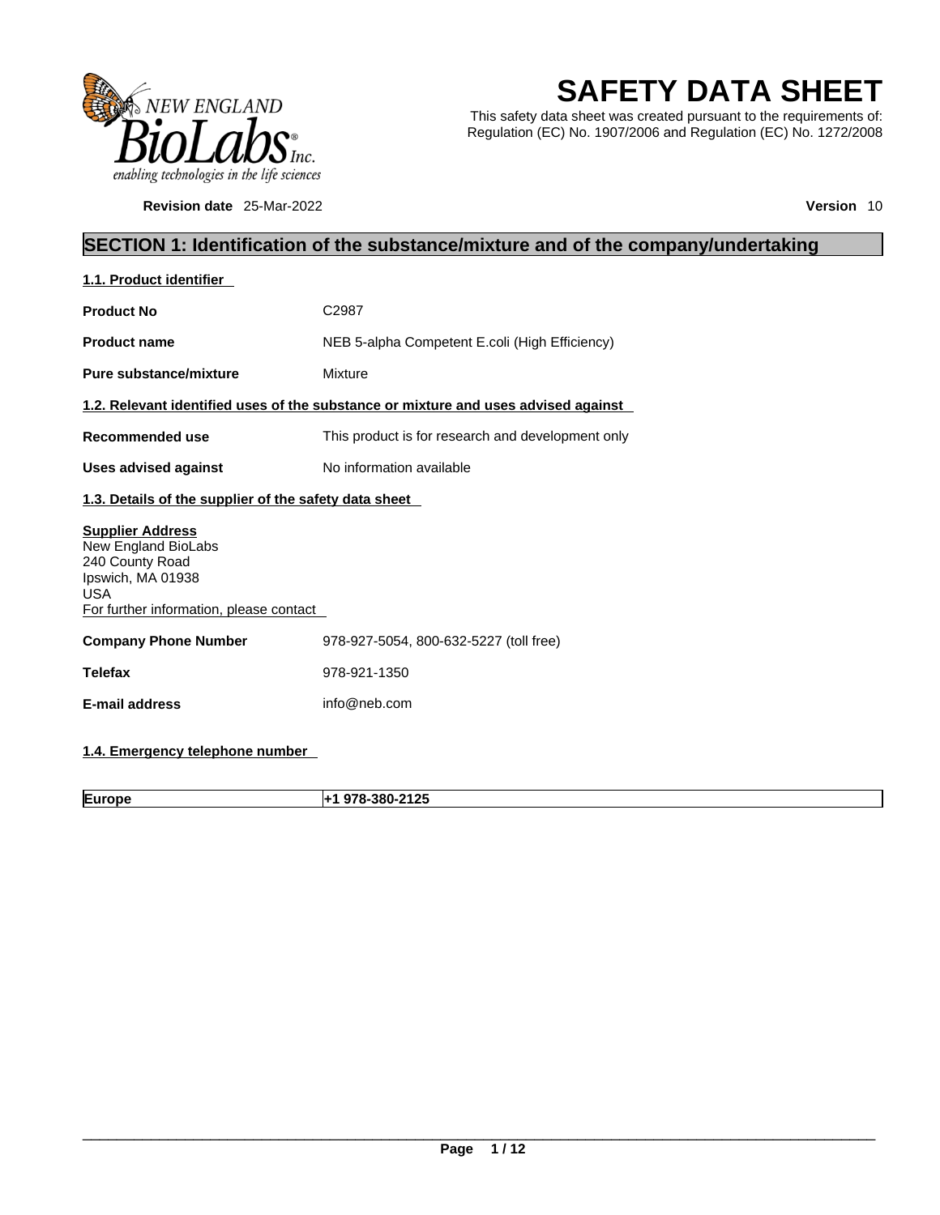# SAFETY DATA SHEET

This safety data sheet was created pursuant to the requirements of: Regulation (EC) No. 1907/2006 and Regulation (EC) No. 1272/2008

**Revision date** 25-Mar-2022 **Version** 10

## SECTION 1: Identification of the substance/mixture and of the company/undertaking

### 1.1. Product identifier

**Product No** C2987

**Product name** NEB 5-alpha Competent E.coli (High Efficiency)

**Pure substance/mixture** Mixture

### 1.2. Relevant identified uses of the substance or mixture and uses advised against

**Recommended use** This product is for research and development only

**Uses advised against** No information available

### 1.3. Details of the supplier of the safety data sheet

**Supplier Address**
New England BioLabs
240 County Road
Ipswich, MA 01938
USA
For further information, please contact

**Company Phone Number** 978-927-5054, 800-632-5227 (toll free)

**Telefax** 978-921-1350

**E-mail address** info@neb.com

### 1.4. Emergency telephone number

| Europe | +1 978-380-2125 |
|---|---|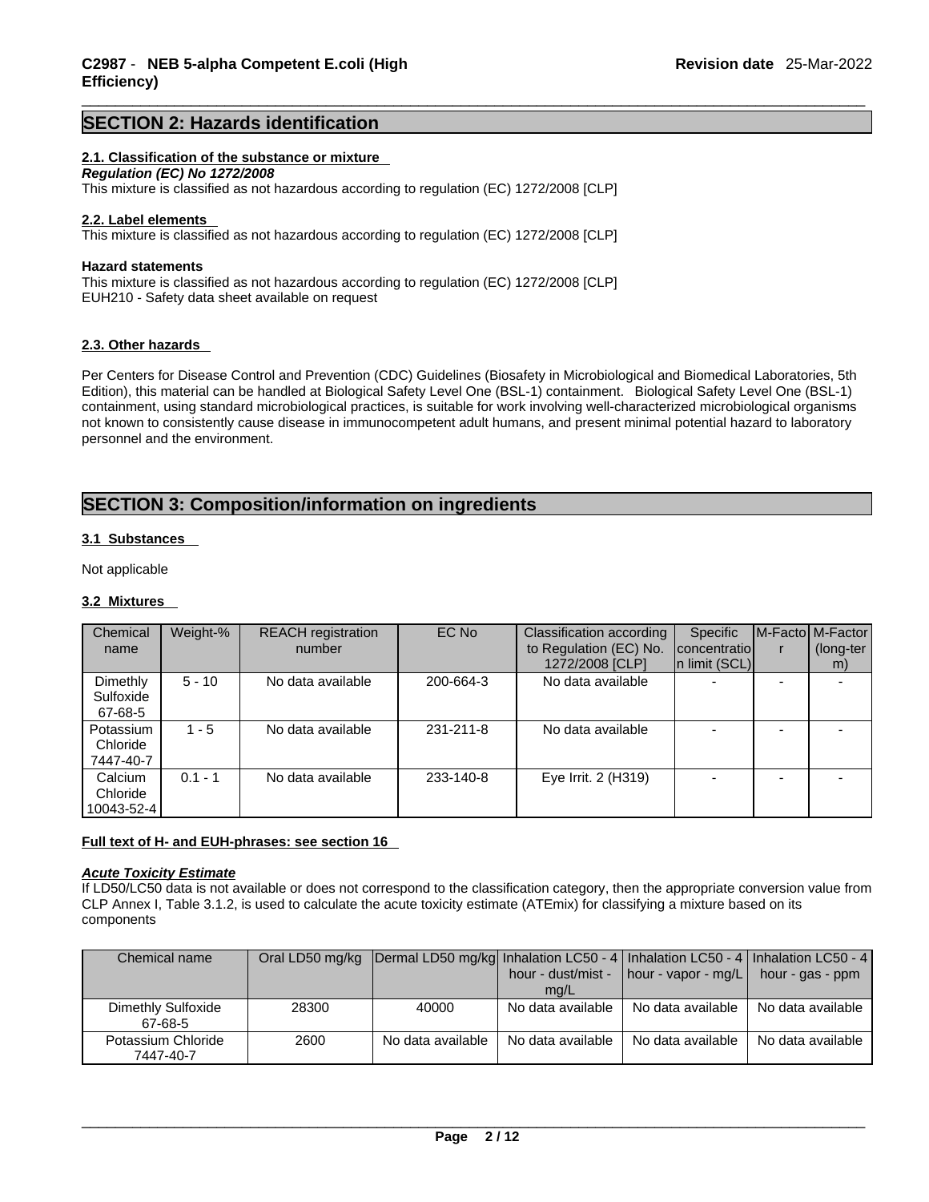## SECTION 2: Hazards identification

### 2.1. Classification of the substance or mixture

***Regulation (EC) No 1272/2008***

This mixture is classified as not hazardous according to regulation (EC) 1272/2008 [CLP]

### 2.2. Label elements

This mixture is classified as not hazardous according to regulation (EC) 1272/2008 [CLP]

**Hazard statements**

This mixture is classified as not hazardous according to regulation (EC) 1272/2008 [CLP]
EUH210 - Safety data sheet available on request

### 2.3. Other hazards

Per Centers for Disease Control and Prevention (CDC) Guidelines (Biosafety in Microbiological and Biomedical Laboratories, 5th Edition), this material can be handled at Biological Safety Level One (BSL-1) containment. Biological Safety Level One (BSL-1) containment, using standard microbiological practices, is suitable for work involving well-characterized microbiological organisms not known to consistently cause disease in immunocompetent adult humans, and present minimal potential hazard to laboratory personnel and the environment.

## SECTION 3: Composition/information on ingredients

### 3.1 Substances

Not applicable

### 3.2 Mixtures

| Chemical name | Weight-% | REACH registration number | EC No | Classification according to Regulation (EC) No. 1272/2008 [CLP] | Specific concentration limit (SCL) | M-Factor | M-Factor (long-term) |
|---|---|---|---|---|---|---|---|
| Dimethly Sulfoxide 67-68-5 | 5 - 10 | No data available | 200-664-3 | No data available | - | - | - |
| Potassium Chloride 7447-40-7 | 1 - 5 | No data available | 231-211-8 | No data available | - | - | - |
| Calcium Chloride 10043-52-4 | 0.1 - 1 | No data available | 233-140-8 | Eye Irrit. 2 (H319) | - | - | - |

**Full text of H- and EUH-phrases: see section 16**

***Acute Toxicity Estimate***

If LD50/LC50 data is not available or does not correspond to the classification category, then the appropriate conversion value from CLP Annex I, Table 3.1.2, is used to calculate the acute toxicity estimate (ATEmix) for classifying a mixture based on its components

| Chemical name | Oral LD50 mg/kg | Dermal LD50 mg/kg | Inhalation LC50 - 4 hour - dust/mist - mg/L | Inhalation LC50 - 4 hour - vapor - mg/L | Inhalation LC50 - 4 hour - gas - ppm |
|---|---|---|---|---|---|
| Dimethly Sulfoxide 67-68-5 | 28300 | 40000 | No data available | No data available | No data available |
| Potassium Chloride 7447-40-7 | 2600 | No data available | No data available | No data available | No data available |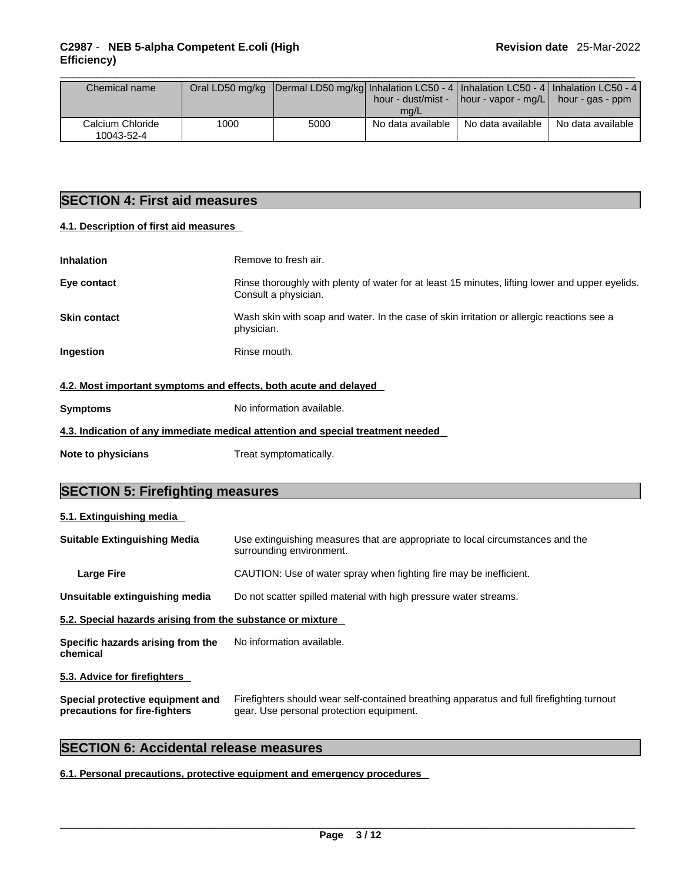| Chemical name | Oral LD50 mg/kg | Dermal LD50 mg/kg | Inhalation LC50 - 4 hour - dust/mist - mg/L | Inhalation LC50 - 4 hour - vapor - mg/L | Inhalation LC50 - 4 hour - gas - ppm |
|---|---|---|---|---|---|
| Calcium Chloride 10043-52-4 | 1000 | 5000 | No data available | No data available | No data available |

## SECTION 4: First aid measures

### 4.1. Description of first aid measures

**Inhalation** Remove to fresh air.

**Eye contact** Rinse thoroughly with plenty of water for at least 15 minutes, lifting lower and upper eyelids. Consult a physician.

**Skin contact** Wash skin with soap and water. In the case of skin irritation or allergic reactions see a physician.

**Ingestion** Rinse mouth.

### 4.2. Most important symptoms and effects, both acute and delayed

**Symptoms** No information available.

### 4.3. Indication of any immediate medical attention and special treatment needed

**Note to physicians** Treat symptomatically.

## SECTION 5: Firefighting measures

### 5.1. Extinguishing media

**Suitable Extinguishing Media** Use extinguishing measures that are appropriate to local circumstances and the surrounding environment.

**Large Fire** CAUTION: Use of water spray when fighting fire may be inefficient.

**Unsuitable extinguishing media** Do not scatter spilled material with high pressure water streams.

### 5.2. Special hazards arising from the substance or mixture

**Specific hazards arising from the chemical** No information available.

### 5.3. Advice for firefighters

**Special protective equipment and precautions for fire-fighters** Firefighters should wear self-contained breathing apparatus and full firefighting turnout gear. Use personal protection equipment.

## SECTION 6: Accidental release measures

### 6.1. Personal precautions, protective equipment and emergency procedures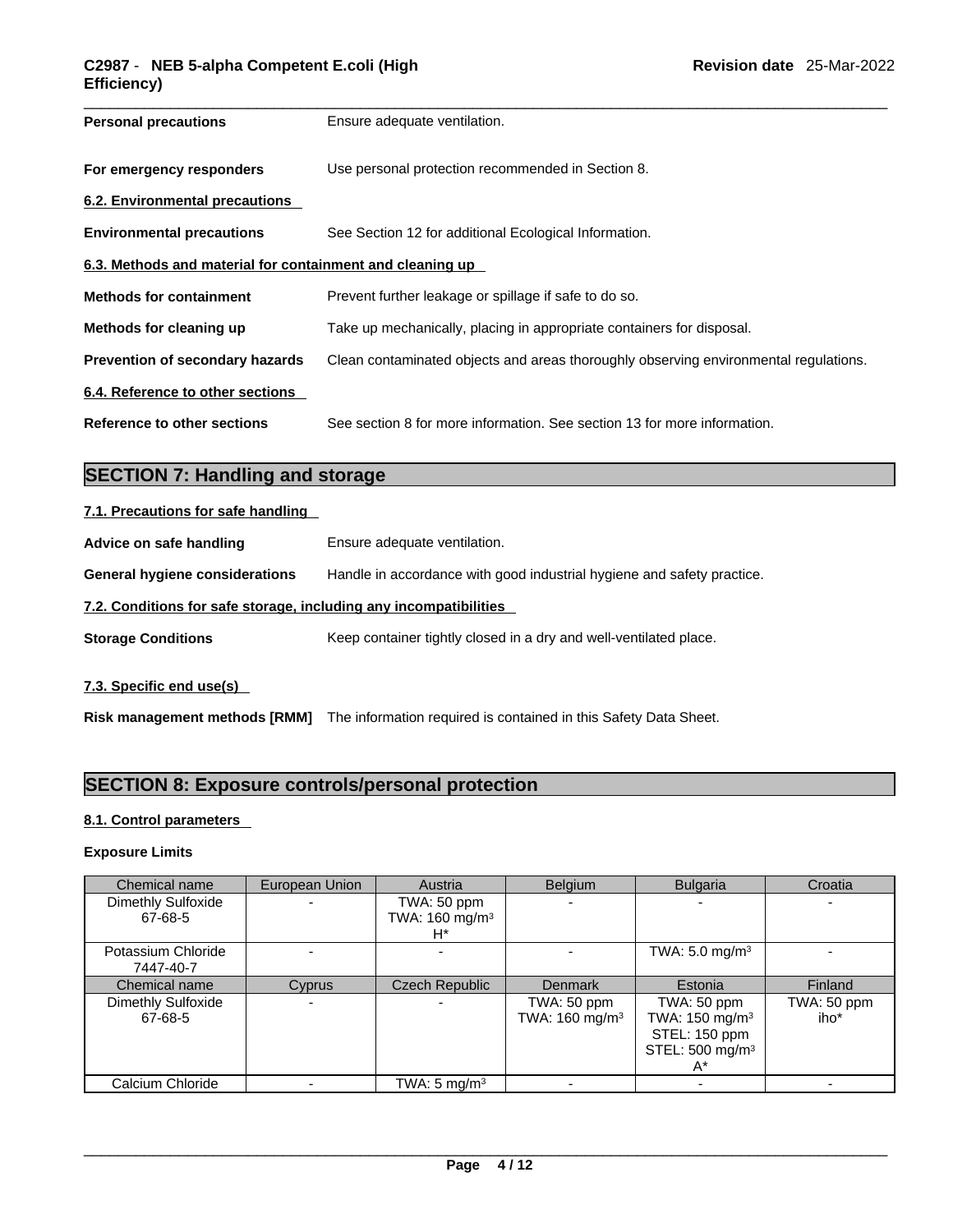**Personal precautions** Ensure adequate ventilation.

**For emergency responders** Use personal protection recommended in Section 8.

### 6.2. Environmental precautions

**Environmental precautions** See Section 12 for additional Ecological Information.

### 6.3. Methods and material for containment and cleaning up

**Methods for containment** Prevent further leakage or spillage if safe to do so.

**Methods for cleaning up** Take up mechanically, placing in appropriate containers for disposal.

**Prevention of secondary hazards** Clean contaminated objects and areas thoroughly observing environmental regulations.

### 6.4. Reference to other sections

**Reference to other sections** See section 8 for more information. See section 13 for more information.

## SECTION 7: Handling and storage

### 7.1. Precautions for safe handling

**Advice on safe handling** Ensure adequate ventilation.

**General hygiene considerations** Handle in accordance with good industrial hygiene and safety practice.

### 7.2. Conditions for safe storage, including any incompatibilities

**Storage Conditions** Keep container tightly closed in a dry and well-ventilated place.

### 7.3. Specific end use(s)

**Risk management methods [RMM]** The information required is contained in this Safety Data Sheet.

## SECTION 8: Exposure controls/personal protection

### 8.1. Control parameters

**Exposure Limits**

| Chemical name | European Union | Austria | Belgium | Bulgaria | Croatia |
|---|---|---|---|---|---|
| Dimethly Sulfoxide 67-68-5 | - | TWA: 50 ppm TWA: 160 mg/m³ H* | - | - | - |
| Potassium Chloride 7447-40-7 | - | - | - | TWA: 5.0 mg/m³ | - |
| **Chemical name** | **Cyprus** | **Czech Republic** | **Denmark** | **Estonia** | **Finland** |
| Dimethly Sulfoxide 67-68-5 | - | - | TWA: 50 ppm TWA: 160 mg/m³ | TWA: 50 ppm TWA: 150 mg/m³ STEL: 150 ppm STEL: 500 mg/m³ A* | TWA: 50 ppm iho* |
| Calcium Chloride | - | TWA: 5 mg/m³ | - | - | - |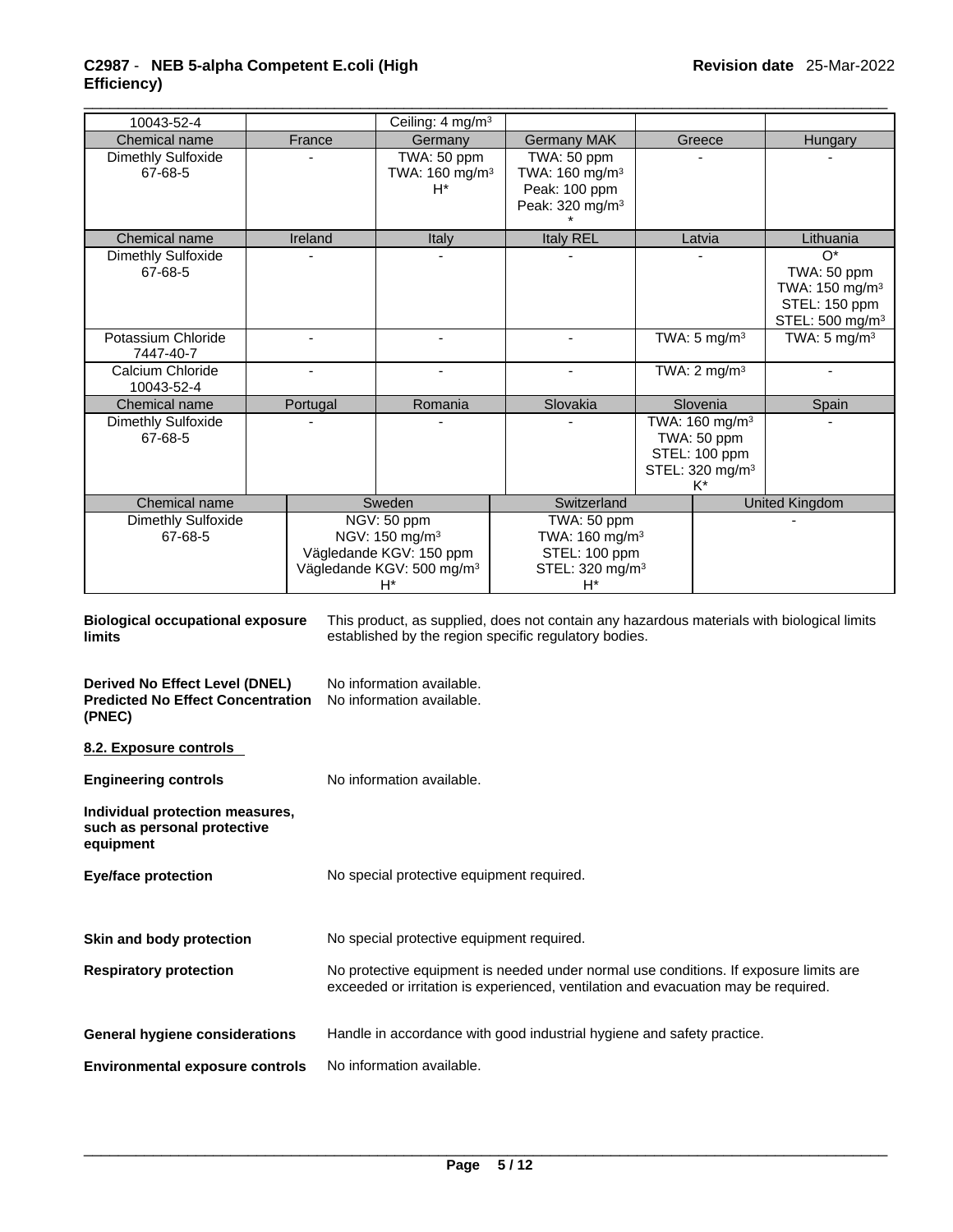| 10043-52-4 | | Ceiling: 4 mg/m³ | | | |
|---|---|---|---|---|---|
| Chemical name | France | Germany | Germany MAK | Greece | Hungary |
| Dimethly Sulfoxide 67-68-5 | - | TWA: 50 ppm TWA: 160 mg/m³ H* | TWA: 50 ppm TWA: 160 mg/m³ Peak: 100 ppm Peak: 320 mg/m³ * | - | - |

| Chemical name | Ireland | Italy | Italy REL | Latvia | Lithuania |
|---|---|---|---|---|---|
| Dimethly Sulfoxide 67-68-5 | - | - | - | - | O* TWA: 50 ppm TWA: 150 mg/m³ STEL: 150 ppm STEL: 500 mg/m³ |
| Potassium Chloride 7447-40-7 | - | - | - | TWA: 5 mg/m³ | TWA: 5 mg/m³ |
| Calcium Chloride 10043-52-4 | - | - | - | TWA: 2 mg/m³ | - |

| Chemical name | Portugal | Romania | Slovakia | Slovenia | Spain |
|---|---|---|---|---|---|
| Dimethly Sulfoxide 67-68-5 | - | - | - | TWA: 160 mg/m³ TWA: 50 ppm STEL: 100 ppm STEL: 320 mg/m³ K* | - |

| Chemical name | Sweden | Switzerland | United Kingdom |
|---|---|---|---|
| Dimethly Sulfoxide 67-68-5 | NGV: 50 ppm NGV: 150 mg/m³ Vägledande KGV: 150 ppm Vägledande KGV: 500 mg/m³ H* | TWA: 50 ppm TWA: 160 mg/m³ STEL: 100 ppm STEL: 320 mg/m³ H* | - |

**Biological occupational exposure limits** This product, as supplied, does not contain any hazardous materials with biological limits established by the region specific regulatory bodies.

**Derived No Effect Level (DNEL)** No information available.

**Predicted No Effect Concentration (PNEC)** No information available.

**8.2. Exposure controls**

**Engineering controls** No information available.

**Individual protection measures, such as personal protective equipment**

**Eye/face protection** No special protective equipment required.

**Skin and body protection** No special protective equipment required.

**Respiratory protection** No protective equipment is needed under normal use conditions. If exposure limits are exceeded or irritation is experienced, ventilation and evacuation may be required.

**General hygiene considerations** Handle in accordance with good industrial hygiene and safety practice.

**Environmental exposure controls** No information available.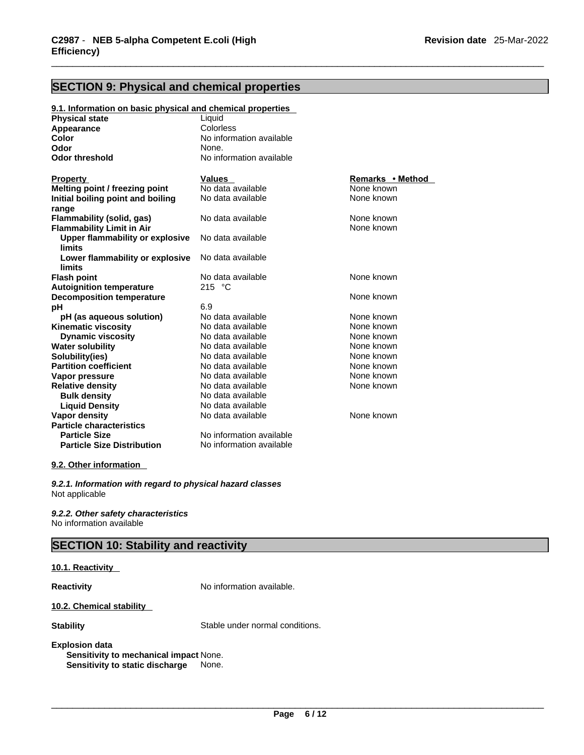## SECTION 9: Physical and chemical properties

**9.1. Information on basic physical and chemical properties**

| | |
|---|---|
| **Physical state** | Liquid |
| **Appearance** | Colorless |
| **Color** | No information available |
| **Odor** | None. |
| **Odor threshold** | No information available |

| Property | Values | Remarks • Method |
|---|---|---|
| **Melting point / freezing point** | No data available | None known |
| **Initial boiling point and boiling range** | No data available | None known |
| **Flammability (solid, gas)** | No data available | None known |
| **Flammability Limit in Air** | | None known |
| **Upper flammability or explosive limits** | No data available | |
| **Lower flammability or explosive limits** | No data available | |
| **Flash point** | No data available | None known |
| **Autoignition temperature** | 215 °C | |
| **Decomposition temperature** | | None known |
| **pH** | 6.9 | |
| **pH (as aqueous solution)** | No data available | None known |
| **Kinematic viscosity** | No data available | None known |
| **Dynamic viscosity** | No data available | None known |
| **Water solubility** | No data available | None known |
| **Solubility(ies)** | No data available | None known |
| **Partition coefficient** | No data available | None known |
| **Vapor pressure** | No data available | None known |
| **Relative density** | No data available | None known |
| **Bulk density** | No data available | |
| **Liquid Density** | No data available | |
| **Vapor density** | No data available | None known |
| **Particle characteristics** | | |
| **Particle Size** | No information available | |
| **Particle Size Distribution** | No information available | |

**9.2. Other information**

***9.2.1. Information with regard to physical hazard classes***

Not applicable

***9.2.2. Other safety characteristics***

No information available

## SECTION 10: Stability and reactivity

**10.1. Reactivity**

**Reactivity** No information available.

**10.2. Chemical stability**

**Stability** Stable under normal conditions.

**Explosion data**

**Sensitivity to mechanical impact** None.
**Sensitivity to static discharge** None.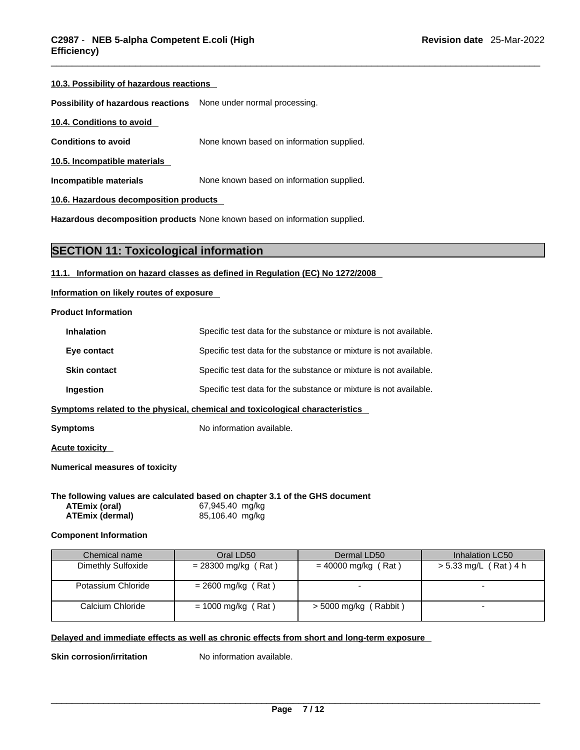#### 10.3. Possibility of hazardous reactions

**Possibility of hazardous reactions** None under normal processing.

#### 10.4. Conditions to avoid

**Conditions to avoid** None known based on information supplied.

#### 10.5. Incompatible materials

**Incompatible materials** None known based on information supplied.

#### 10.6. Hazardous decomposition products

**Hazardous decomposition products** None known based on information supplied.

## SECTION 11: Toxicological information

#### 11.1. Information on hazard classes as defined in Regulation (EC) No 1272/2008

#### Information on likely routes of exposure

**Product Information**

**Inhalation** Specific test data for the substance or mixture is not available.

**Eye contact** Specific test data for the substance or mixture is not available.

**Skin contact** Specific test data for the substance or mixture is not available.

**Ingestion** Specific test data for the substance or mixture is not available.

#### Symptoms related to the physical, chemical and toxicological characteristics

**Symptoms** No information available.

#### Acute toxicity

**Numerical measures of toxicity**

**The following values are calculated based on chapter 3.1 of the GHS document**

**ATEmix (oral)** 67,945.40 mg/kg
**ATEmix (dermal)** 85,106.40 mg/kg

**Component Information**

| Chemical name | Oral LD50 | Dermal LD50 | Inhalation LC50 |
|---|---|---|---|
| Dimethly Sulfoxide | = 28300 mg/kg ( Rat ) | = 40000 mg/kg ( Rat ) | > 5.33 mg/L ( Rat ) 4 h |
| Potassium Chloride | = 2600 mg/kg ( Rat ) | - | - |
| Calcium Chloride | = 1000 mg/kg ( Rat ) | > 5000 mg/kg ( Rabbit ) | - |

#### Delayed and immediate effects as well as chronic effects from short and long-term exposure

**Skin corrosion/irritation** No information available.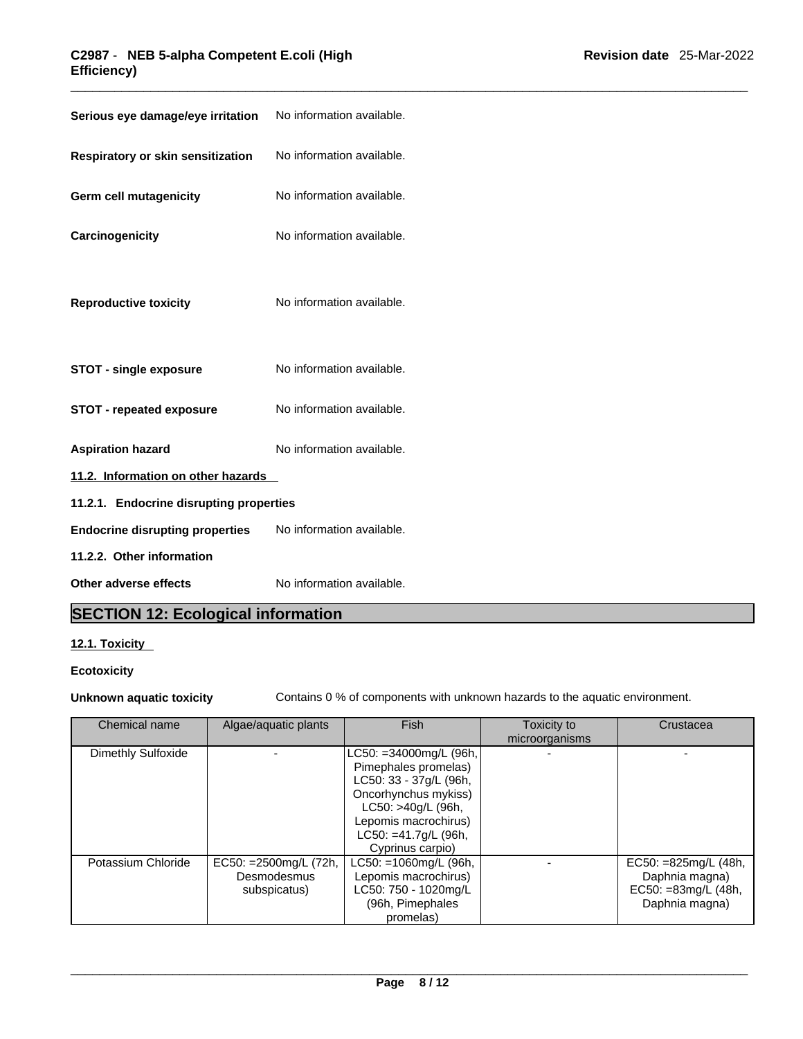**Serious eye damage/eye irritation** No information available.

**Respiratory or skin sensitization** No information available.

**Germ cell mutagenicity** No information available.

**Carcinogenicity** No information available.

**Reproductive toxicity** No information available.

**STOT - single exposure** No information available.

**STOT - repeated exposure** No information available.

**Aspiration hazard** No information available.

**11.2. Information on other hazards**

**11.2.1. Endocrine disrupting properties**

**Endocrine disrupting properties** No information available.

**11.2.2. Other information**

**Other adverse effects** No information available.

## SECTION 12: Ecological information

**12.1. Toxicity**

**Ecotoxicity**

**Unknown aquatic toxicity** Contains 0 % of components with unknown hazards to the aquatic environment.

| Chemical name | Algae/aquatic plants | Fish | Toxicity to microorganisms | Crustacea |
|---|---|---|---|---|
| Dimethly Sulfoxide | - | LC50: =34000mg/L (96h, Pimephales promelas) LC50: 33 - 37g/L (96h, Oncorhynchus mykiss) LC50: >40g/L (96h, Lepomis macrochirus) LC50: =41.7g/L (96h, Cyprinus carpio) | - | - |
| Potassium Chloride | EC50: =2500mg/L (72h, Desmodesmus subspicatus) | LC50: =1060mg/L (96h, Lepomis macrochirus) LC50: 750 - 1020mg/L (96h, Pimephales promelas) | - | EC50: =825mg/L (48h, Daphnia magna) EC50: =83mg/L (48h, Daphnia magna) |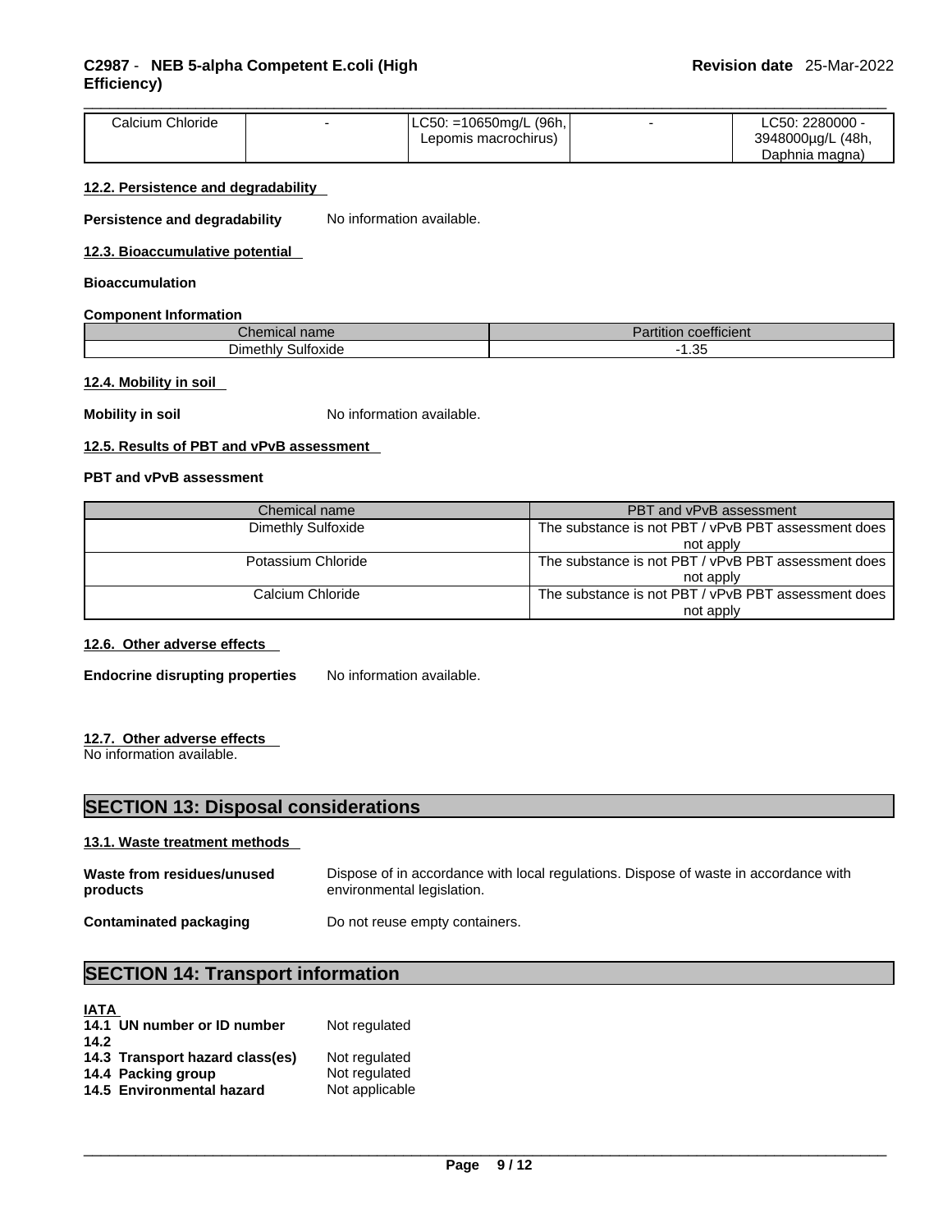| Calcium Chloride | - | LC50: =10650mg/L (96h, Lepomis macrochirus) | - | LC50: 2280000 - 3948000µg/L (48h, Daphnia magna) |
|---|---|---|---|---|

#### 12.2. Persistence and degradability

**Persistence and degradability** No information available.

#### 12.3. Bioaccumulative potential

**Bioaccumulation**

**Component Information**

| Chemical name | Partition coefficient |
|---|---|
| Dimethly Sulfoxide | -1.35 |

#### 12.4. Mobility in soil

**Mobility in soil** No information available.

#### 12.5. Results of PBT and vPvB assessment

**PBT and vPvB assessment**

| Chemical name | PBT and vPvB assessment |
|---|---|
| Dimethly Sulfoxide | The substance is not PBT / vPvB PBT assessment does not apply |
| Potassium Chloride | The substance is not PBT / vPvB PBT assessment does not apply |
| Calcium Chloride | The substance is not PBT / vPvB PBT assessment does not apply |

#### 12.6. Other adverse effects

**Endocrine disrupting properties** No information available.

#### 12.7. Other adverse effects

No information available.

## SECTION 13: Disposal considerations

#### 13.1. Waste treatment methods

**Waste from residues/unused products** Dispose of in accordance with local regulations. Dispose of waste in accordance with environmental legislation.

**Contaminated packaging** Do not reuse empty containers.

## SECTION 14: Transport information

**IATA**

**14.1 UN number or ID number** Not regulated
**14.2**
**14.3 Transport hazard class(es)** Not regulated
**14.4 Packing group** Not regulated
**14.5 Environmental hazard** Not applicable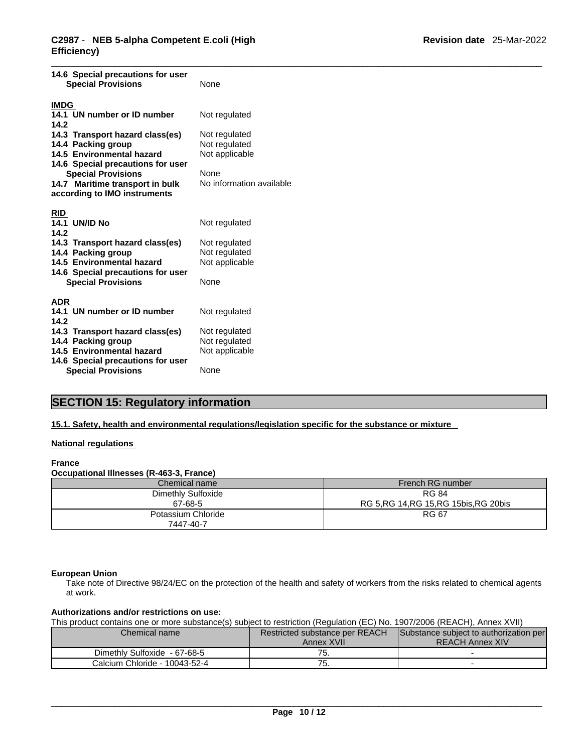**14.6 Special precautions for user**
**Special Provisions** None

**IMDG**

| | |
|---|---|
| **14.1 UN number or ID number** | Not regulated |
| **14.2** | |
| **14.3 Transport hazard class(es)** | Not regulated |
| **14.4 Packing group** | Not regulated |
| **14.5 Environmental hazard** | Not applicable |
| **14.6 Special precautions for user** | |
| **Special Provisions** | None |
| **14.7 Maritime transport in bulk according to IMO instruments** | No information available |

**RID**

| | |
|---|---|
| **14.1 UN/ID No** | Not regulated |
| **14.2** | |
| **14.3 Transport hazard class(es)** | Not regulated |
| **14.4 Packing group** | Not regulated |
| **14.5 Environmental hazard** | Not applicable |
| **14.6 Special precautions for user** | |
| **Special Provisions** | None |

**ADR**

| | |
|---|---|
| **14.1 UN number or ID number** | Not regulated |
| **14.2** | |
| **14.3 Transport hazard class(es)** | Not regulated |
| **14.4 Packing group** | Not regulated |
| **14.5 Environmental hazard** | Not applicable |
| **14.6 Special precautions for user** | |
| **Special Provisions** | None |

## SECTION 15: Regulatory information

**15.1. Safety, health and environmental regulations/legislation specific for the substance or mixture**

**National regulations**

**France**

**Occupational Illnesses (R-463-3, France)**

| Chemical name | French RG number |
|---|---|
| Dimethly Sulfoxide 67-68-5 | RG 84 RG 5,RG 14,RG 15,RG 15bis,RG 20bis |
| Potassium Chloride 7447-40-7 | RG 67 |

**European Union**

Take note of Directive 98/24/EC on the protection of the health and safety of workers from the risks related to chemical agents at work.

**Authorizations and/or restrictions on use:**

This product contains one or more substance(s) subject to restriction (Regulation (EC) No. 1907/2006 (REACH), Annex XVII)

| Chemical name | Restricted substance per REACH Annex XVII | Substance subject to authorization per REACH Annex XIV |
|---|---|---|
| Dimethly Sulfoxide - 67-68-5 | 75. | - |
| Calcium Chloride - 10043-52-4 | 75. | - |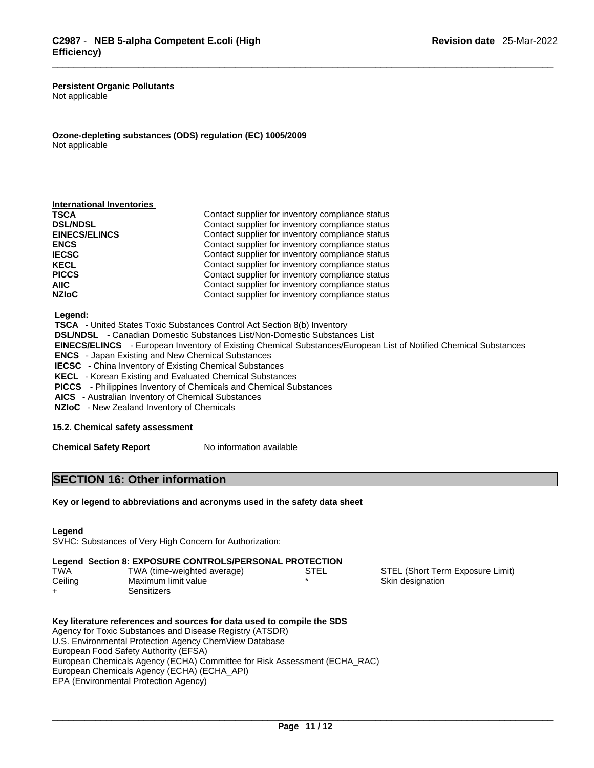**Persistent Organic Pollutants**
Not applicable

**Ozone-depleting substances (ODS) regulation (EC) 1005/2009**
Not applicable

**International Inventories**

| | |
|---|---|
| **TSCA** | Contact supplier for inventory compliance status |
| **DSL/NDSL** | Contact supplier for inventory compliance status |
| **EINECS/ELINCS** | Contact supplier for inventory compliance status |
| **ENCS** | Contact supplier for inventory compliance status |
| **IECSC** | Contact supplier for inventory compliance status |
| **KECL** | Contact supplier for inventory compliance status |
| **PICCS** | Contact supplier for inventory compliance status |
| **AIIC** | Contact supplier for inventory compliance status |
| **NZIoC** | Contact supplier for inventory compliance status |

**Legend:**
**TSCA** - United States Toxic Substances Control Act Section 8(b) Inventory
**DSL/NDSL** - Canadian Domestic Substances List/Non-Domestic Substances List
**EINECS/ELINCS** - European Inventory of Existing Chemical Substances/European List of Notified Chemical Substances
**ENCS** - Japan Existing and New Chemical Substances
**IECSC** - China Inventory of Existing Chemical Substances
**KECL** - Korean Existing and Evaluated Chemical Substances
**PICCS** - Philippines Inventory of Chemicals and Chemical Substances
**AICS** - Australian Inventory of Chemical Substances
**NZIoC** - New Zealand Inventory of Chemicals

**15.2. Chemical safety assessment**

**Chemical Safety Report** No information available

## SECTION 16: Other information

**Key or legend to abbreviations and acronyms used in the safety data sheet**

**Legend**
SVHC: Substances of Very High Concern for Authorization:

**Legend Section 8: EXPOSURE CONTROLS/PERSONAL PROTECTION**

| | | | |
|---|---|---|---|
| TWA | TWA (time-weighted average) | STEL | STEL (Short Term Exposure Limit) |
| Ceiling | Maximum limit value | * | Skin designation |
| + | Sensitizers | | |

**Key literature references and sources for data used to compile the SDS**
Agency for Toxic Substances and Disease Registry (ATSDR)
U.S. Environmental Protection Agency ChemView Database
European Food Safety Authority (EFSA)
European Chemicals Agency (ECHA) Committee for Risk Assessment (ECHA_RAC)
European Chemicals Agency (ECHA) (ECHA_API)
EPA (Environmental Protection Agency)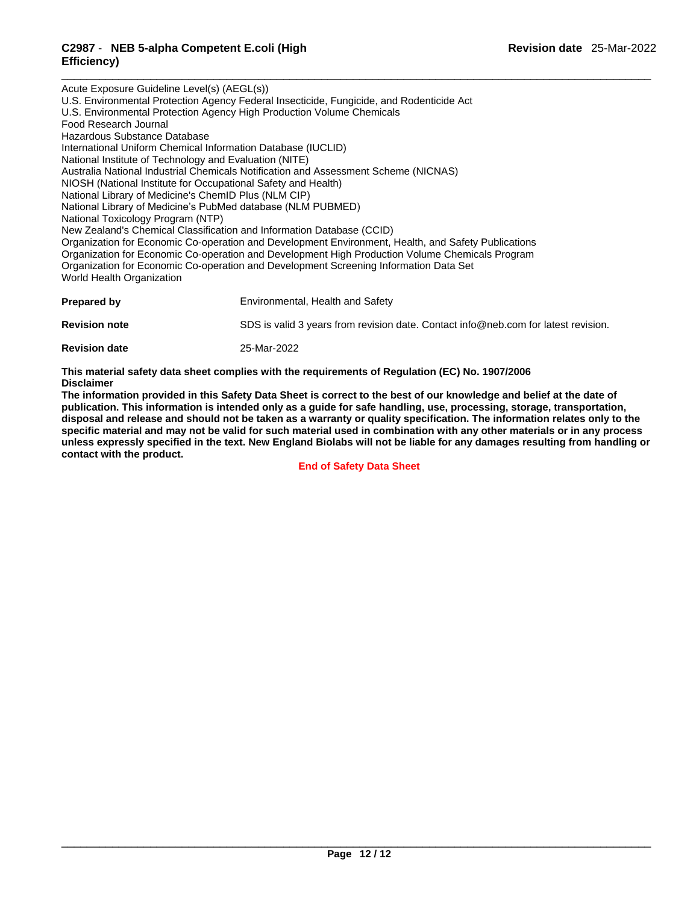Acute Exposure Guideline Level(s) (AEGL(s))
U.S. Environmental Protection Agency Federal Insecticide, Fungicide, and Rodenticide Act
U.S. Environmental Protection Agency High Production Volume Chemicals
Food Research Journal
Hazardous Substance Database
International Uniform Chemical Information Database (IUCLID)
National Institute of Technology and Evaluation (NITE)
Australia National Industrial Chemicals Notification and Assessment Scheme (NICNAS)
NIOSH (National Institute for Occupational Safety and Health)
National Library of Medicine's ChemID Plus (NLM CIP)
National Library of Medicine's PubMed database (NLM PUBMED)
National Toxicology Program (NTP)
New Zealand's Chemical Classification and Information Database (CCID)
Organization for Economic Co-operation and Development Environment, Health, and Safety Publications
Organization for Economic Co-operation and Development High Production Volume Chemicals Program
Organization for Economic Co-operation and Development Screening Information Data Set
World Health Organization

**Prepared by** Environmental, Health and Safety

**Revision note** SDS is valid 3 years from revision date. Contact info@neb.com for latest revision.

**Revision date** 25-Mar-2022

**This material safety data sheet complies with the requirements of Regulation (EC) No. 1907/2006**
**Disclaimer**
**The information provided in this Safety Data Sheet is correct to the best of our knowledge and belief at the date of publication. This information is intended only as a guide for safe handling, use, processing, storage, transportation, disposal and release and should not be taken as a warranty or quality specification. The information relates only to the specific material and may not be valid for such material used in combination with any other materials or in any process unless expressly specified in the text. New England Biolabs will not be liable for any damages resulting from handling or contact with the product.**

**End of Safety Data Sheet**